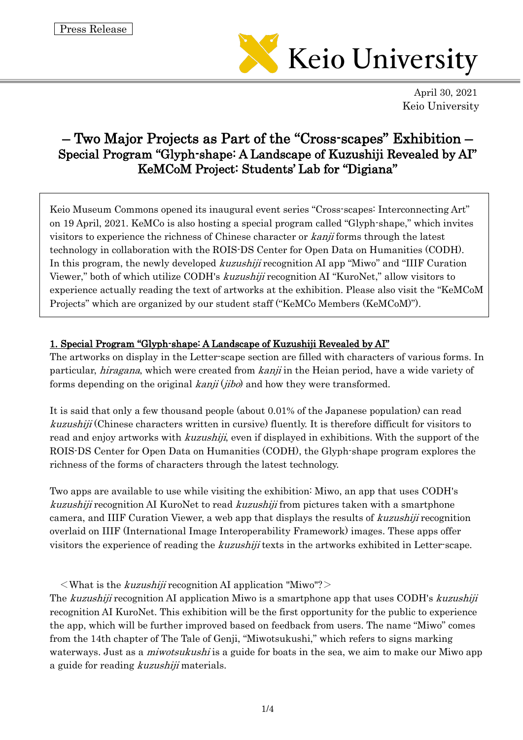Press Release

Keio University

April 30, 2021
Keio University

# – Two Major Projects as Part of the "Cross-scapes" Exhibition –
## Special Program "Glyph-shape: A Landscape of Kuzushiji Revealed by AI"
## KeMCoM Project: Students' Lab for "Digiana"

Keio Museum Commons opened its inaugural event series "Cross-scapes: Interconnecting Art" on 19 April, 2021. KeMCo is also hosting a special program called "Glyph-shape," which invites visitors to experience the richness of Chinese character or *kanji* forms through the latest technology in collaboration with the ROIS-DS Center for Open Data on Humanities (CODH). In this program, the newly developed *kuzushiji* recognition AI app "Miwo" and "IIIF Curation Viewer," both of which utilize CODH's *kuzushiji* recognition AI "KuroNet," allow visitors to experience actually reading the text of artworks at the exhibition. Please also visit the "KeMCoM Projects" which are organized by our student staff ("KeMCo Members (KeMCoM)").

### 1. Special Program "Glyph-shape: A Landscape of Kuzushiji Revealed by AI"

The artworks on display in the Letter-scape section are filled with characters of various forms. In particular, *hiragana*, which were created from *kanji* in the Heian period, have a wide variety of forms depending on the original *kanji* (*jibo*) and how they were transformed.

It is said that only a few thousand people (about 0.01% of the Japanese population) can read *kuzushiji* (Chinese characters written in cursive) fluently. It is therefore difficult for visitors to read and enjoy artworks with *kuzushiji*, even if displayed in exhibitions. With the support of the ROIS-DS Center for Open Data on Humanities (CODH), the Glyph-shape program explores the richness of the forms of characters through the latest technology.

Two apps are available to use while visiting the exhibition: Miwo, an app that uses CODH's *kuzushiji* recognition AI KuroNet to read *kuzushiji* from pictures taken with a smartphone camera, and IIIF Curation Viewer, a web app that displays the results of *kuzushiji* recognition overlaid on IIIF (International Image Interoperability Framework) images. These apps offer visitors the experience of reading the *kuzushiji* texts in the artworks exhibited in Letter-scape.

＜What is the *kuzushiji* recognition AI application "Miwo"?＞

The *kuzushiji* recognition AI application Miwo is a smartphone app that uses CODH's *kuzushiji* recognition AI KuroNet. This exhibition will be the first opportunity for the public to experience the app, which will be further improved based on feedback from users. The name "Miwo" comes from the 14th chapter of The Tale of Genji, "Miwotsukushi," which refers to signs marking waterways. Just as a *miwotsukushi* is a guide for boats in the sea, we aim to make our Miwo app a guide for reading *kuzushiji* materials.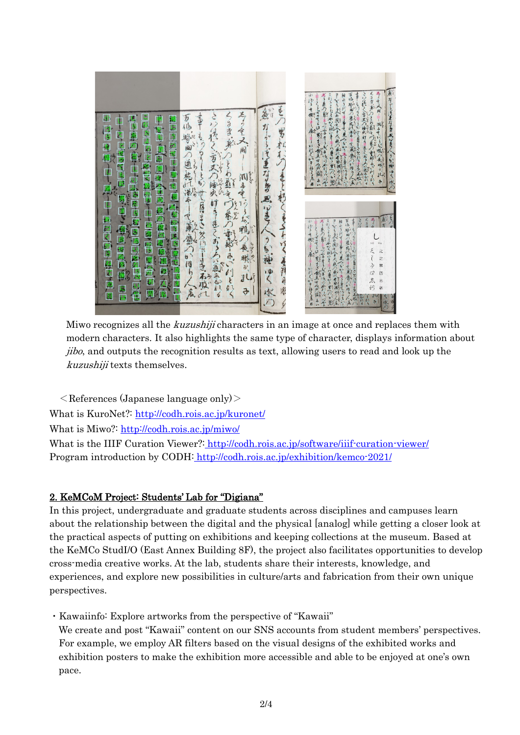Miwo recognizes all the *kuzushiji* characters in an image at once and replaces them with modern characters. It also highlights the same type of character, displays information about *jibo*, and outputs the recognition results as text, allowing users to read and look up the *kuzushiji* texts themselves.

＜References (Japanese language only)＞

What is KuroNet?: http://codh.rois.ac.jp/kuronet/

What is Miwo?: http://codh.rois.ac.jp/miwo/

What is the IIIF Curation Viewer?: http://codh.rois.ac.jp/software/iiif-curation-viewer/

Program introduction by CODH: http://codh.rois.ac.jp/exhibition/kemco-2021/

## 2. KeMCoM Project: Students' Lab for "Digiana"

In this project, undergraduate and graduate students across disciplines and campuses learn about the relationship between the digital and the physical [analog] while getting a closer look at the practical aspects of putting on exhibitions and keeping collections at the museum. Based at the KeMCo StudI/O (East Annex Building 8F), the project also facilitates opportunities to develop cross-media creative works. At the lab, students share their interests, knowledge, and experiences, and explore new possibilities in culture/arts and fabrication from their own unique perspectives.

- Kawaiinfo: Explore artworks from the perspective of "Kawaii"

  We create and post "Kawaii" content on our SNS accounts from student members' perspectives. For example, we employ AR filters based on the visual designs of the exhibited works and exhibition posters to make the exhibition more accessible and able to be enjoyed at one's own pace.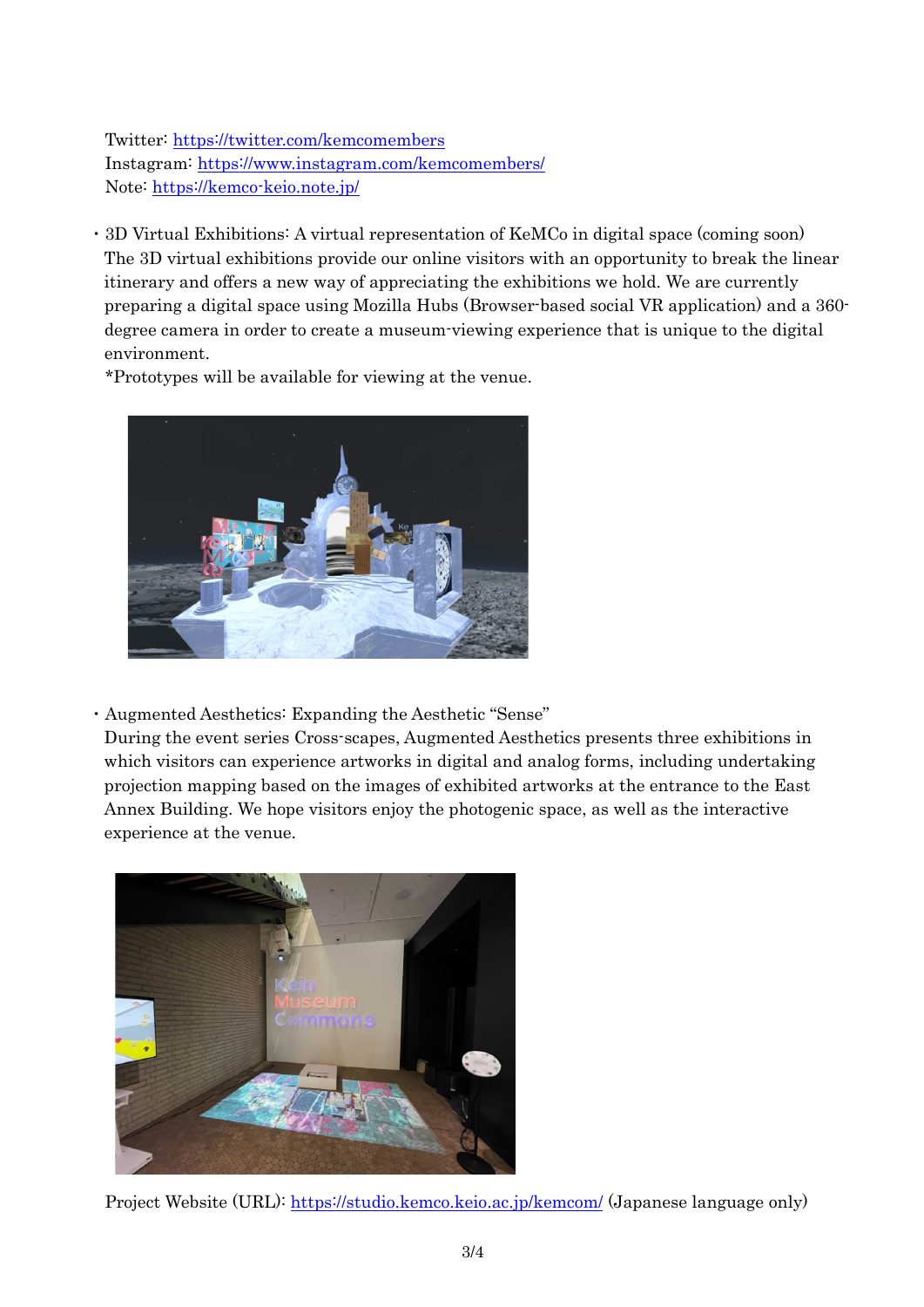Twitter: https://twitter.com/kemcomembers
Instagram: https://www.instagram.com/kemcomembers/
Note: https://kemco-keio.note.jp/

- 3D Virtual Exhibitions: A virtual representation of KeMCo in digital space (coming soon)
  The 3D virtual exhibitions provide our online visitors with an opportunity to break the linear itinerary and offers a new way of appreciating the exhibitions we hold. We are currently preparing a digital space using Mozilla Hubs (Browser-based social VR application) and a 360-degree camera in order to create a museum-viewing experience that is unique to the digital environment.
  *Prototypes will be available for viewing at the venue.

- Augmented Aesthetics: Expanding the Aesthetic "Sense"
  During the event series Cross-scapes, Augmented Aesthetics presents three exhibitions in which visitors can experience artworks in digital and analog forms, including undertaking projection mapping based on the images of exhibited artworks at the entrance to the East Annex Building. We hope visitors enjoy the photogenic space, as well as the interactive experience at the venue.

Project Website (URL): https://studio.kemco.keio.ac.jp/kemcom/ (Japanese language only)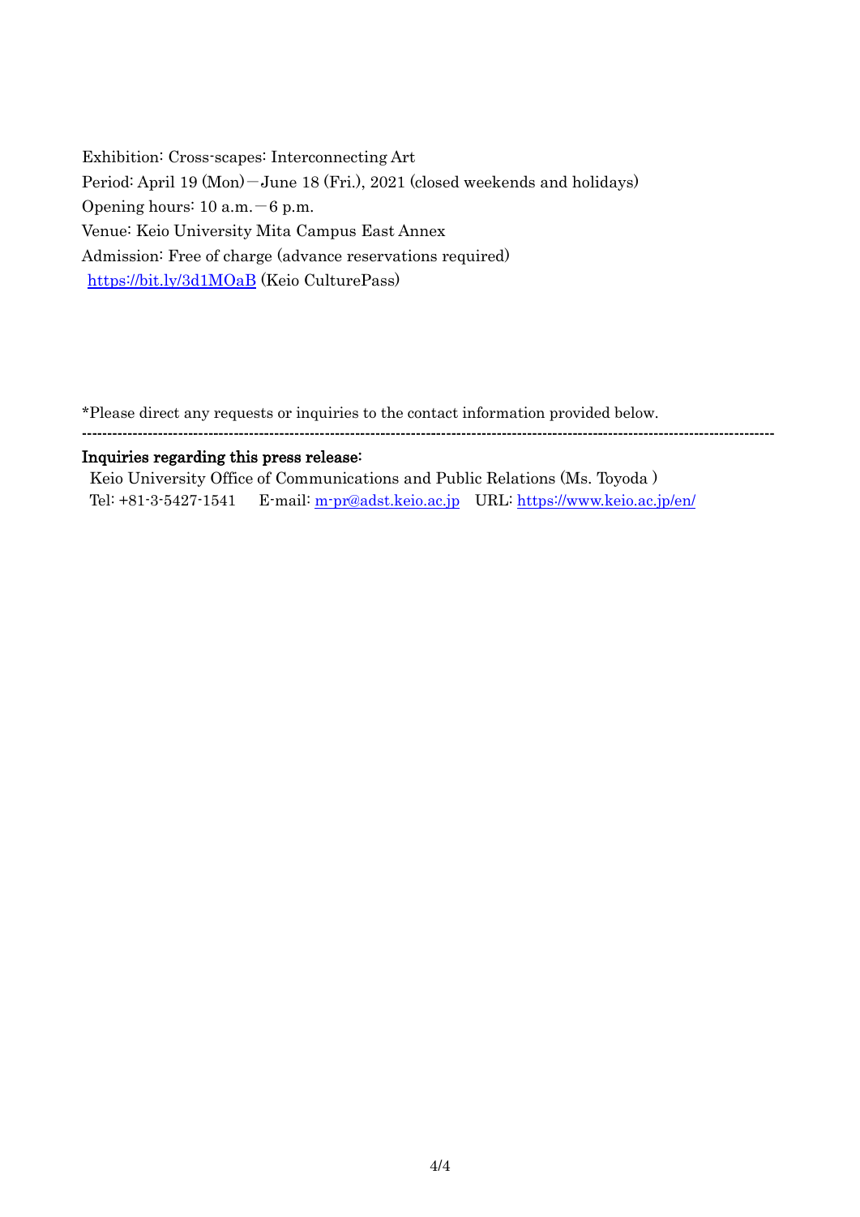Exhibition: Cross-scapes: Interconnecting Art
Period: April 19 (Mon)－June 18 (Fri.), 2021 (closed weekends and holidays)
Opening hours: 10 a.m.－6 p.m.
Venue: Keio University Mita Campus East Annex
Admission: Free of charge (advance reservations required)
https://bit.ly/3d1MOaB (Keio CulturePass)

*Please direct any requests or inquiries to the contact information provided below.

---

**Inquiries regarding this press release:**

Keio University Office of Communications and Public Relations (Ms. Toyoda )
Tel: +81-3-5427-1541　E-mail: m-pr@adst.keio.ac.jp　URL: https://www.keio.ac.jp/en/